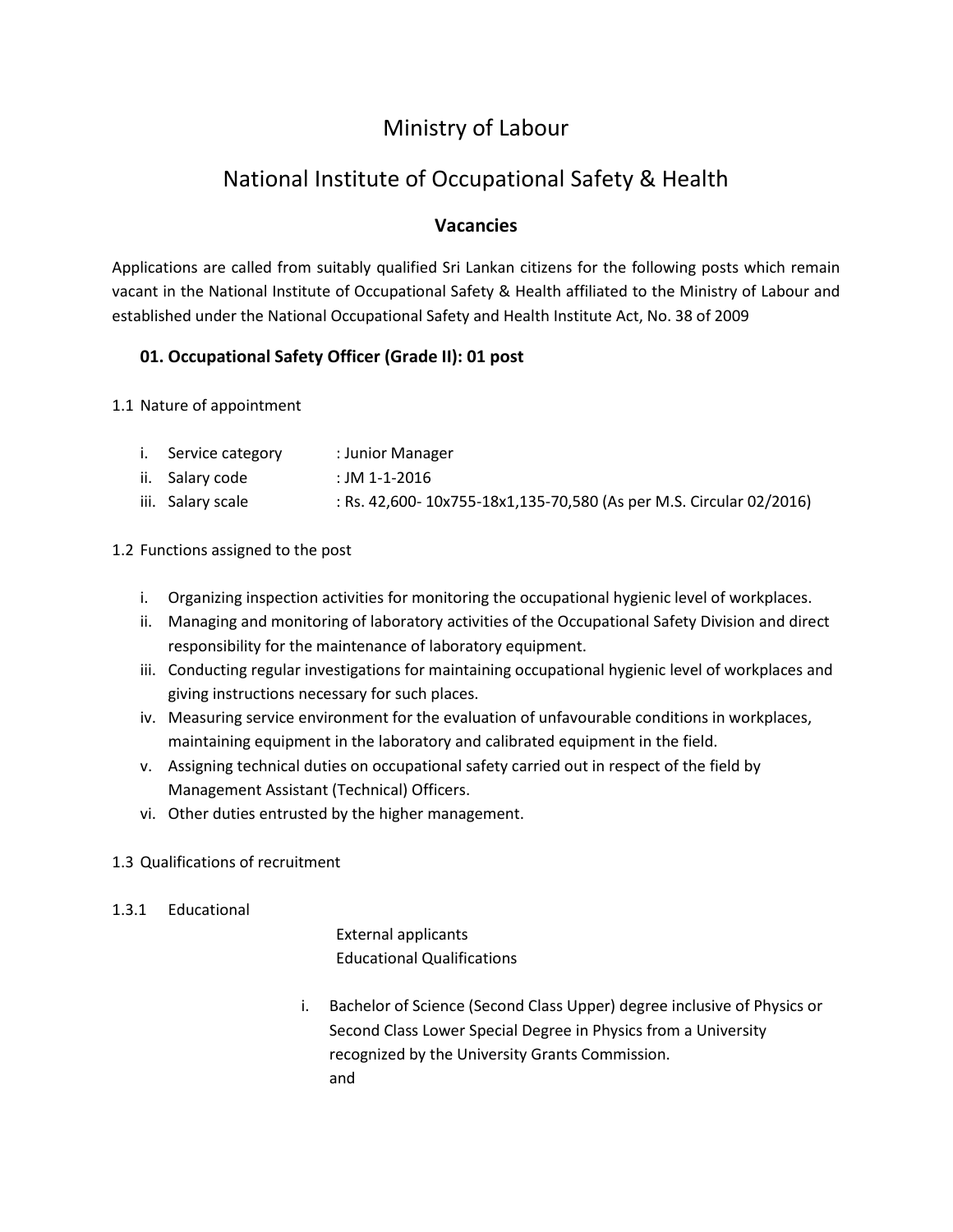# Ministry of Labour

# National Institute of Occupational Safety & Health

## Vacancies

Applications are called from suitably qualified Sri Lankan citizens for the following posts which remain vacant in the National Institute of Occupational Safety & Health affiliated to the Ministry of Labour and established under the National Occupational Safety and Health Institute Act, No. 38 of 2009

### 01. Occupational Safety Officer (Grade II): 01 post

1.1 Nature of appointment

i. Service category : Junior Manager
ii. Salary code : JM 1-1-2016
iii. Salary scale : Rs. 42,600- 10x755-18x1,135-70,580 (As per M.S. Circular 02/2016)

1.2 Functions assigned to the post

i. Organizing inspection activities for monitoring the occupational hygienic level of workplaces.
ii. Managing and monitoring of laboratory activities of the Occupational Safety Division and direct responsibility for the maintenance of laboratory equipment.
iii. Conducting regular investigations for maintaining occupational hygienic level of workplaces and giving instructions necessary for such places.
iv. Measuring service environment for the evaluation of unfavourable conditions in workplaces, maintaining equipment in the laboratory and calibrated equipment in the field.
v. Assigning technical duties on occupational safety carried out in respect of the field by Management Assistant (Technical) Officers.
vi. Other duties entrusted by the higher management.

1.3 Qualifications of recruitment

1.3.1 Educational

External applicants
Educational Qualifications

i. Bachelor of Science (Second Class Upper) degree inclusive of Physics or Second Class Lower Special Degree in Physics from a University recognized by the University Grants Commission.
and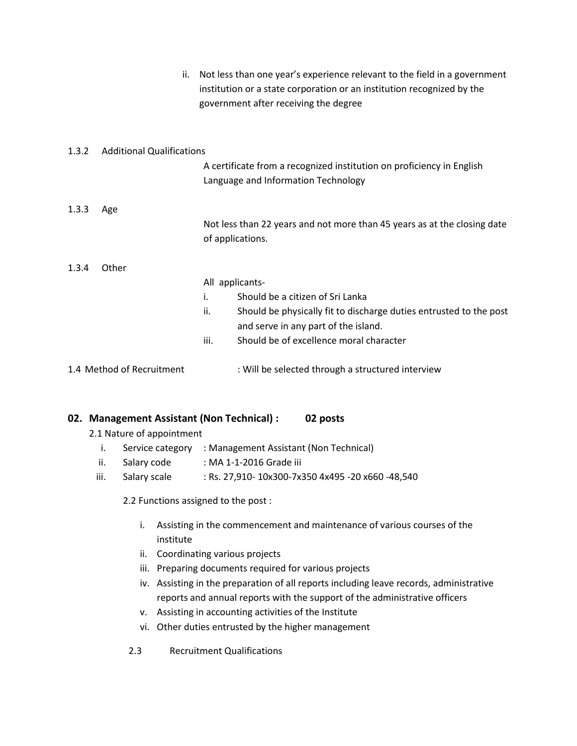ii. Not less than one year's experience relevant to the field in a government institution or a state corporation or an institution recognized by the government after receiving the degree

1.3.2 Additional Qualifications

A certificate from a recognized institution on proficiency in English Language and Information Technology

1.3.3 Age

Not less than 22 years and not more than 45 years as at the closing date of applications.

1.3.4 Other

All applicants-

i. Should be a citizen of Sri Lanka
ii. Should be physically fit to discharge duties entrusted to the post and serve in any part of the island.
iii. Should be of excellence moral character

1.4 Method of Recruitment : Will be selected through a structured interview

## 02. Management Assistant (Non Technical) : 02 posts

2.1 Nature of appointment

i. Service category : Management Assistant (Non Technical)
ii. Salary code : MA 1-1-2016 Grade iii
iii. Salary scale : Rs. 27,910- 10x300-7x350 4x495 -20 x660 -48,540

2.2 Functions assigned to the post :

i. Assisting in the commencement and maintenance of various courses of the institute
ii. Coordinating various projects
iii. Preparing documents required for various projects
iv. Assisting in the preparation of all reports including leave records, administrative reports and annual reports with the support of the administrative officers
v. Assisting in accounting activities of the Institute
vi. Other duties entrusted by the higher management

2.3 Recruitment Qualifications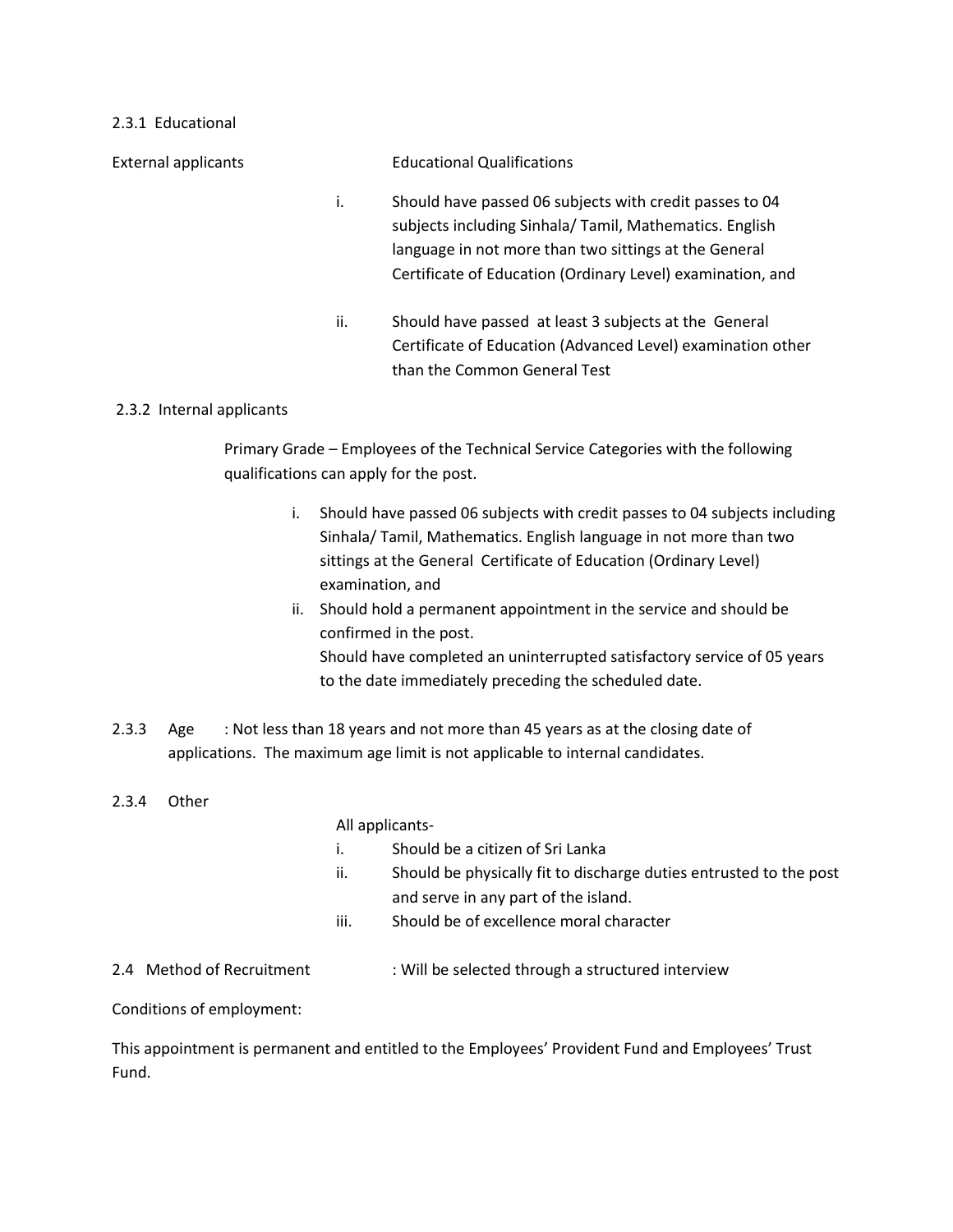2.3.1 Educational

External applicants — Educational Qualifications

i. Should have passed 06 subjects with credit passes to 04 subjects including Sinhala/ Tamil, Mathematics. English language in not more than two sittings at the General Certificate of Education (Ordinary Level) examination, and

ii. Should have passed at least 3 subjects at the General Certificate of Education (Advanced Level) examination other than the Common General Test

2.3.2 Internal applicants

Primary Grade – Employees of the Technical Service Categories with the following qualifications can apply for the post.

i. Should have passed 06 subjects with credit passes to 04 subjects including Sinhala/ Tamil, Mathematics. English language in not more than two sittings at the General Certificate of Education (Ordinary Level) examination, and
ii. Should hold a permanent appointment in the service and should be confirmed in the post.
   Should have completed an uninterrupted satisfactory service of 05 years to the date immediately preceding the scheduled date.

2.3.3 Age : Not less than 18 years and not more than 45 years as at the closing date of applications. The maximum age limit is not applicable to internal candidates.

2.3.4 Other

All applicants-

i. Should be a citizen of Sri Lanka
ii. Should be physically fit to discharge duties entrusted to the post and serve in any part of the island.
iii. Should be of excellence moral character

2.4 Method of Recruitment : Will be selected through a structured interview

Conditions of employment:

This appointment is permanent and entitled to the Employees' Provident Fund and Employees' Trust Fund.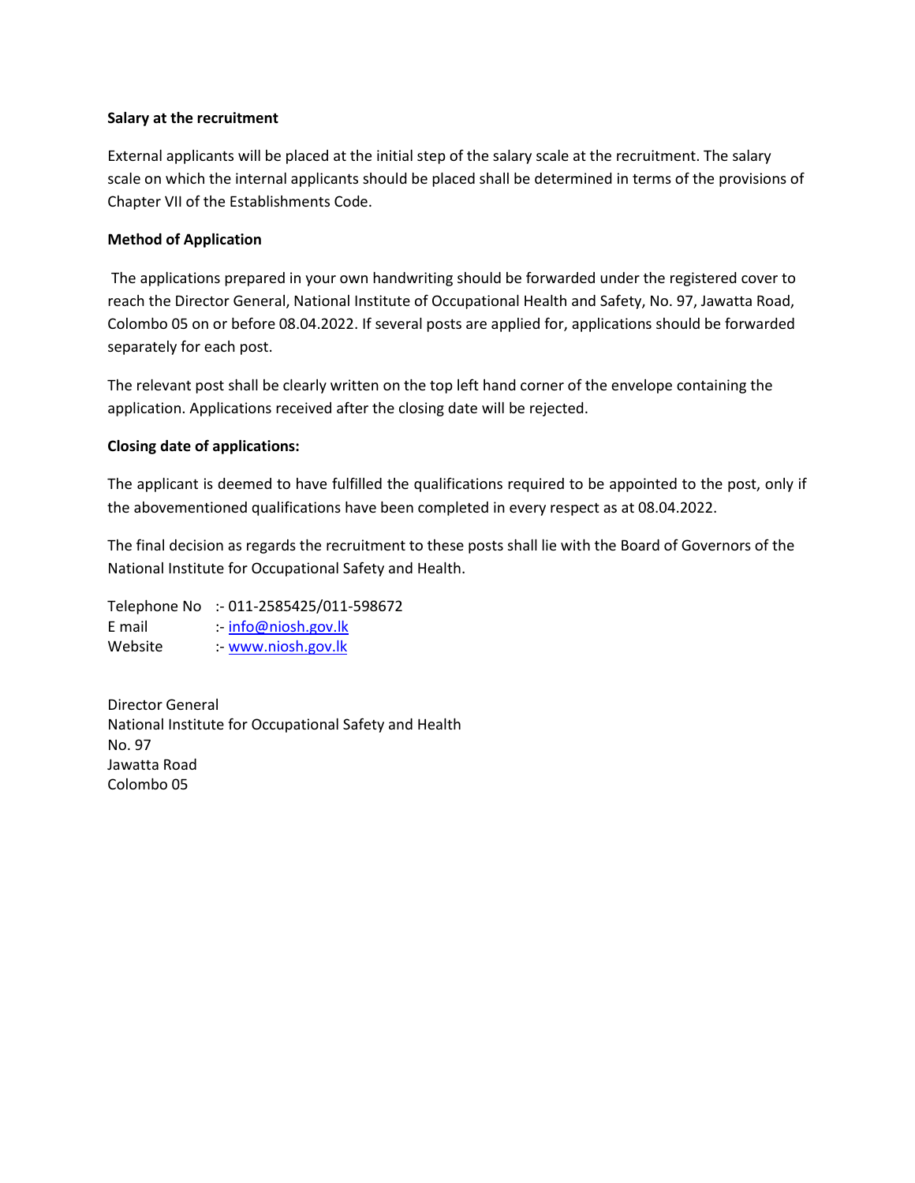**Salary at the recruitment**

External applicants will be placed at the initial step of the salary scale at the recruitment. The salary scale on which the internal applicants should be placed shall be determined in terms of the provisions of Chapter VII of the Establishments Code.

**Method of Application**

The applications prepared in your own handwriting should be forwarded under the registered cover to reach the Director General, National Institute of Occupational Health and Safety, No. 97, Jawatta Road, Colombo 05 on or before 08.04.2022. If several posts are applied for, applications should be forwarded separately for each post.

The relevant post shall be clearly written on the top left hand corner of the envelope containing the application. Applications received after the closing date will be rejected.

**Closing date of applications:**

The applicant is deemed to have fulfilled the qualifications required to be appointed to the post, only if the abovementioned qualifications have been completed in every respect as at 08.04.2022.

The final decision as regards the recruitment to these posts shall lie with the Board of Governors of the National Institute for Occupational Safety and Health.

Telephone No :- 011-2585425/011-598672
E mail :- info@niosh.gov.lk
Website :- www.niosh.gov.lk

Director General
National Institute for Occupational Safety and Health
No. 97
Jawatta Road
Colombo 05